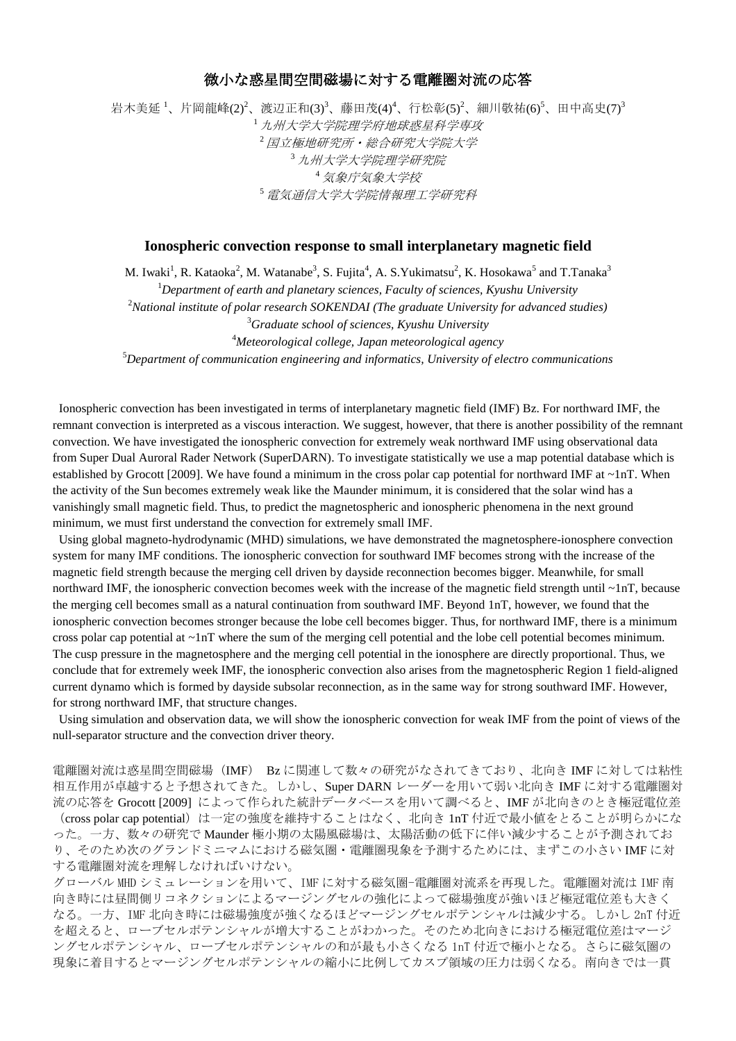# 微小な惑星間空間磁場に対する電離圏対流の応答

岩木美延 [1]、片岡龍峰(2)[2]、渡辺正和(3)[3]、藤田茂(4)[4]、行松彰(5)[2]、細川敬祐(6)[5]、田中高史(7)[3]

[1] *九州大学大学院理学府地球惑星科学専攻*
[2] *国立極地研究所・総合研究大学院大学*
[3] *九州大学大学院理学研究院*
[4] *気象庁気象大学校*
[5] *電気通信大学大学院情報理工学研究科*

## Ionospheric convection response to small interplanetary magnetic field

M. Iwaki[1], R. Kataoka[2], M. Watanabe[3], S. Fujita[4], A. S.Yukimatsu[2], K. Hosokawa[5] and T.Tanaka[3]

[1] *Department of earth and planetary sciences, Faculty of sciences, Kyushu University*
[2] *National institute of polar research SOKENDAI (The graduate University for advanced studies)*
[3] *Graduate school of sciences, Kyushu University*
[4] *Meteorological college, Japan meteorological agency*
[5] *Department of communication engineering and informatics, University of electro communications*

Ionospheric convection has been investigated in terms of interplanetary magnetic field (IMF) Bz. For northward IMF, the remnant convection is interpreted as a viscous interaction. We suggest, however, that there is another possibility of the remnant convection. We have investigated the ionospheric convection for extremely weak northward IMF using observational data from Super Dual Auroral Rader Network (SuperDARN). To investigate statistically we use a map potential database which is established by Grocott [2009]. We have found a minimum in the cross polar cap potential for northward IMF at ~1nT. When the activity of the Sun becomes extremely weak like the Maunder minimum, it is considered that the solar wind has a vanishingly small magnetic field. Thus, to predict the magnetospheric and ionospheric phenomena in the next ground minimum, we must first understand the convection for extremely small IMF.

Using global magneto-hydrodynamic (MHD) simulations, we have demonstrated the magnetosphere-ionosphere convection system for many IMF conditions. The ionospheric convection for southward IMF becomes strong with the increase of the magnetic field strength because the merging cell driven by dayside reconnection becomes bigger. Meanwhile, for small northward IMF, the ionospheric convection becomes week with the increase of the magnetic field strength until ~1nT, because the merging cell becomes small as a natural continuation from southward IMF. Beyond 1nT, however, we found that the ionospheric convection becomes stronger because the lobe cell becomes bigger. Thus, for northward IMF, there is a minimum cross polar cap potential at ~1nT where the sum of the merging cell potential and the lobe cell potential becomes minimum. The cusp pressure in the magnetosphere and the merging cell potential in the ionosphere are directly proportional. Thus, we conclude that for extremely week IMF, the ionospheric convection also arises from the magnetospheric Region 1 field-aligned current dynamo which is formed by dayside subsolar reconnection, as in the same way for strong southward IMF. However, for strong northward IMF, that structure changes.

Using simulation and observation data, we will show the ionospheric convection for weak IMF from the point of views of the null-separator structure and the convection driver theory.

電離圏対流は惑星間空間磁場（IMF） Bz に関連して数々の研究がなされてきており、北向き IMF に対しては粘性相互作用が卓越すると予想されてきた。しかし、Super DARN レーダーを用いて弱い北向き IMF に対する電離圏対流の応答を Grocott [2009] によって作られた統計データベースを用いて調べると、IMF が北向きのとき極冠電位差（cross polar cap potential）は一定の強度を維持することはなく、北向き 1nT 付近で最小値をとることが明らかになった。一方、数々の研究で Maunder 極小期の太陽風磁場は、太陽活動の低下に伴い減少することが予測されており、そのため次のグランドミニマムにおける磁気圏・電離圏現象を予測するためには、まずこの小さい IMF に対する電離圏対流を理解しなければいけない。

グローバル MHD シミュレーションを用いて、IMF に対する磁気圏-電離圏対流系を再現した。電離圏対流は IMF 南向き時には昼間側リコネクションによるマージングセルの強化によって磁場強度が強いほど極冠電位差も大きくなる。一方、IMF 北向き時には磁場強度が強くなるほどマージングセルポテンシャルは減少する。しかし 2nT 付近を超えると、ローブセルポテンシャルが増大することがわかった。そのため北向きにおける極冠電位差はマージングセルポテンシャル、ローブセルポテンシャルの和が最も小さくなる 1nT 付近で極小となる。さらに磁気圏の現象に着目するとマージングセルポテンシャルの縮小に比例してカスプ領域の圧力は弱くなる。南向きでは一貫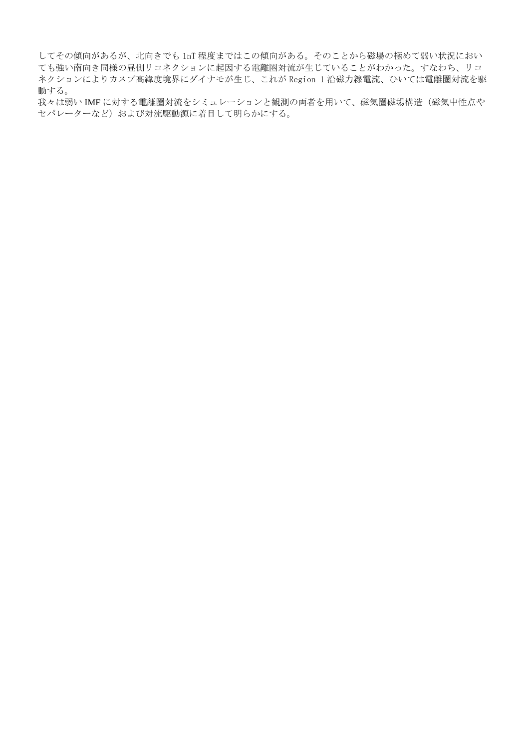してその傾向があるが、北向きでも 1nT 程度まではこの傾向がある。そのことから磁場の極めて弱い状況においても強い南向き同様の昼側リコネクションに起因する電離圏対流が生じていることがわかった。すなわち、リコネクションによりカスプ高緯度境界にダイナモが生じ、これが Region 1 沿磁力線電流、ひいては電離圏対流を駆動する。

我々は弱い IMF に対する電離圏対流をシミュレーションと観測の両者を用いて、磁気圏磁場構造（磁気中性点やセパレーターなど）および対流駆動源に着目して明らかにする。